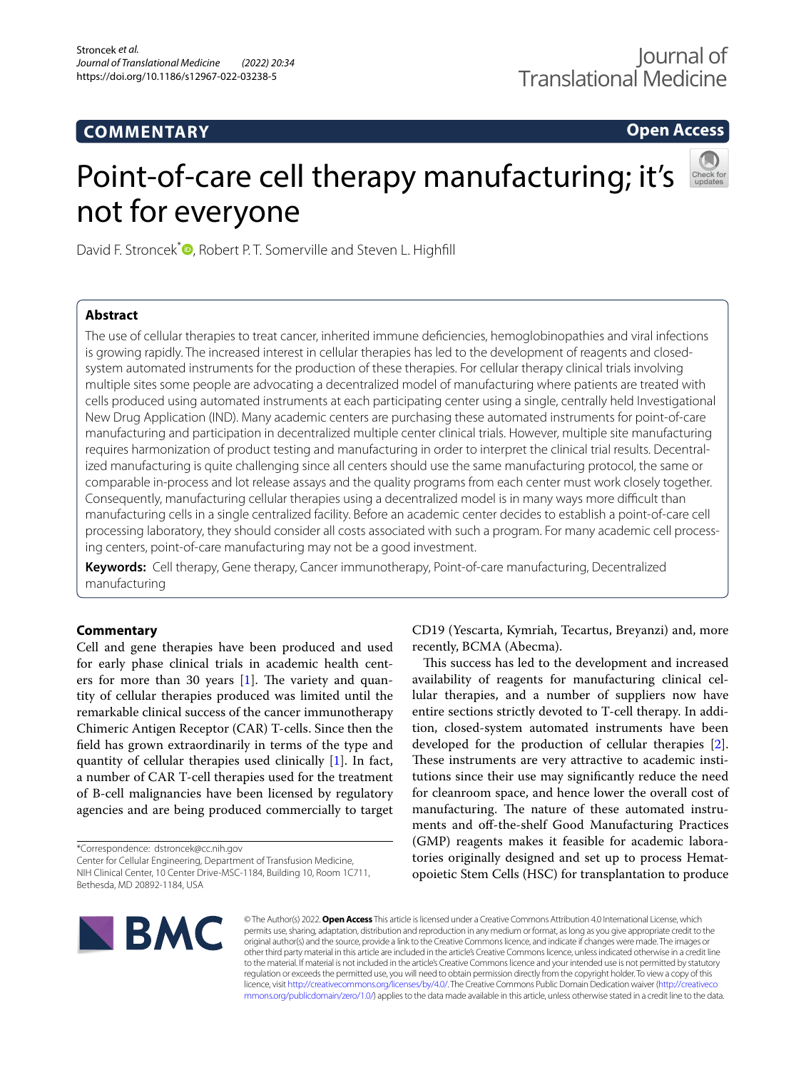**COMMENTARY** | **Open Access**

# Point-of-care cell therapy manufacturing; it's not for everyone

David F. Stroncek*, Robert P. T. Somerville and Steven L. Highfill

## Abstract

The use of cellular therapies to treat cancer, inherited immune deficiencies, hemoglobinopathies and viral infections is growing rapidly. The increased interest in cellular therapies has led to the development of reagents and closed-system automated instruments for the production of these therapies. For cellular therapy clinical trials involving multiple sites some people are advocating a decentralized model of manufacturing where patients are treated with cells produced using automated instruments at each participating center using a single, centrally held Investigational New Drug Application (IND). Many academic centers are purchasing these automated instruments for point-of-care manufacturing and participation in decentralized multiple center clinical trials. However, multiple site manufacturing requires harmonization of product testing and manufacturing in order to interpret the clinical trial results. Decentralized manufacturing is quite challenging since all centers should use the same manufacturing protocol, the same or comparable in-process and lot release assays and the quality programs from each center must work closely together. Consequently, manufacturing cellular therapies using a decentralized model is in many ways more difficult than manufacturing cells in a single centralized facility. Before an academic center decides to establish a point-of-care cell processing laboratory, they should consider all costs associated with such a program. For many academic cell processing centers, point-of-care manufacturing may not be a good investment.

**Keywords:** Cell therapy, Gene therapy, Cancer immunotherapy, Point-of-care manufacturing, Decentralized manufacturing

## Commentary

Cell and gene therapies have been produced and used for early phase clinical trials in academic health centers for more than 30 years [1]. The variety and quantity of cellular therapies produced was limited until the remarkable clinical success of the cancer immunotherapy Chimeric Antigen Receptor (CAR) T-cells. Since then the field has grown extraordinarily in terms of the type and quantity of cellular therapies used clinically [1]. In fact, a number of CAR T-cell therapies used for the treatment of B-cell malignancies have been licensed by regulatory agencies and are being produced commercially to target CD19 (Yescarta, Kymriah, Tecartus, Breyanzi) and, more recently, BCMA (Abecma).

This success has led to the development and increased availability of reagents for manufacturing clinical cellular therapies, and a number of suppliers now have entire sections strictly devoted to T-cell therapy. In addition, closed-system automated instruments have been developed for the production of cellular therapies [2]. These instruments are very attractive to academic institutions since their use may significantly reduce the need for cleanroom space, and hence lower the overall cost of manufacturing. The nature of these automated instruments and off-the-shelf Good Manufacturing Practices (GMP) reagents makes it feasible for academic laboratories originally designed and set up to process Hematopoietic Stem Cells (HSC) for transplantation to produce

*Correspondence: dstroncek@cc.nih.gov
Center for Cellular Engineering, Department of Transfusion Medicine, NIH Clinical Center, 10 Center Drive-MSC-1184, Building 10, Room 1C711, Bethesda, MD 20892-1184, USA

© The Author(s) 2022. **Open Access** This article is licensed under a Creative Commons Attribution 4.0 International License, which permits use, sharing, adaptation, distribution and reproduction in any medium or format, as long as you give appropriate credit to the original author(s) and the source, provide a link to the Creative Commons licence, and indicate if changes were made. The images or other third party material in this article are included in the article's Creative Commons licence, unless indicated otherwise in a credit line to the material. If material is not included in the article's Creative Commons licence and your intended use is not permitted by statutory regulation or exceeds the permitted use, you will need to obtain permission directly from the copyright holder. To view a copy of this licence, visit http://creativecommons.org/licenses/by/4.0/. The Creative Commons Public Domain Dedication waiver (http://creativecommons.org/publicdomain/zero/1.0/) applies to the data made available in this article, unless otherwise stated in a credit line to the data.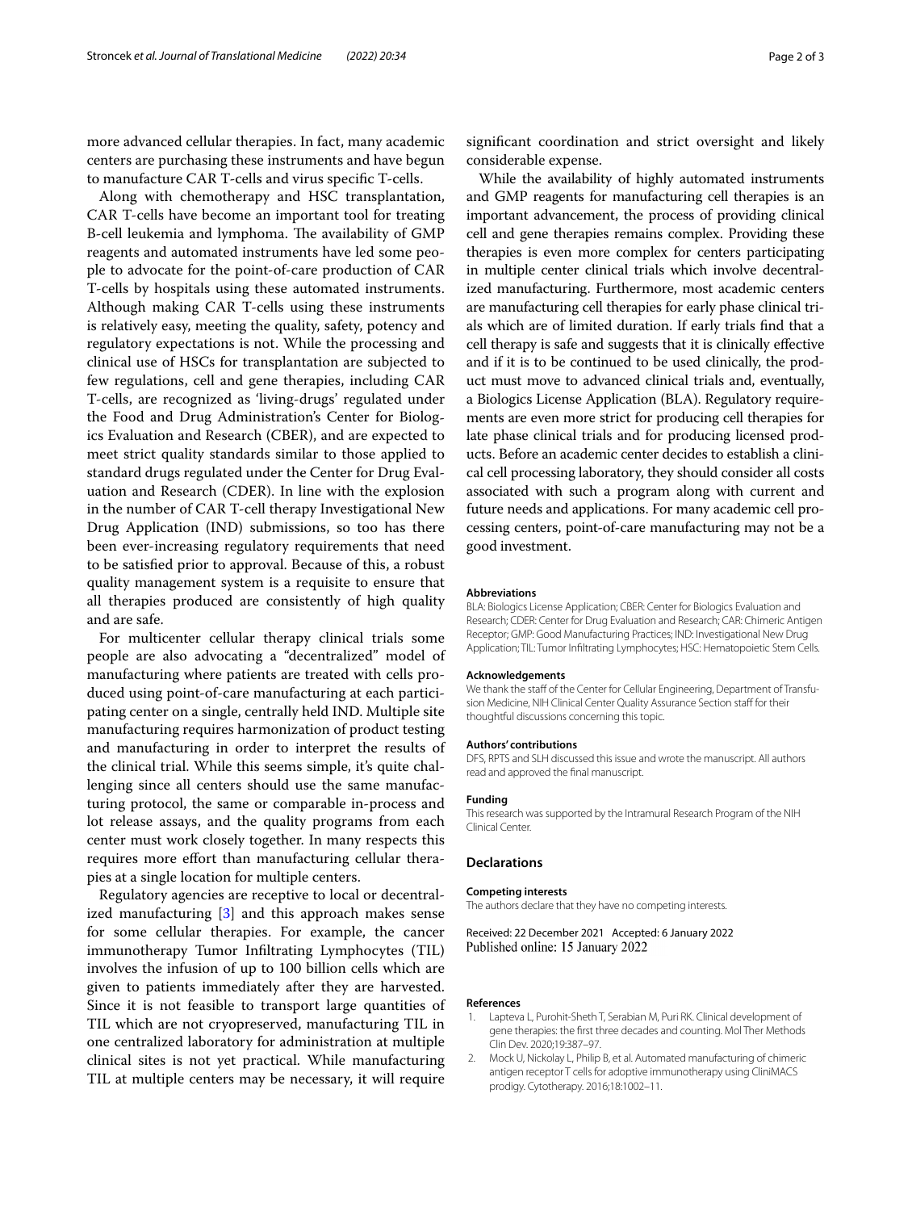more advanced cellular therapies. In fact, many academic centers are purchasing these instruments and have begun to manufacture CAR T-cells and virus specific T-cells.

Along with chemotherapy and HSC transplantation, CAR T-cells have become an important tool for treating B-cell leukemia and lymphoma. The availability of GMP reagents and automated instruments have led some people to advocate for the point-of-care production of CAR T-cells by hospitals using these automated instruments. Although making CAR T-cells using these instruments is relatively easy, meeting the quality, safety, potency and regulatory expectations is not. While the processing and clinical use of HSCs for transplantation are subjected to few regulations, cell and gene therapies, including CAR T-cells, are recognized as 'living-drugs' regulated under the Food and Drug Administration's Center for Biologics Evaluation and Research (CBER), and are expected to meet strict quality standards similar to those applied to standard drugs regulated under the Center for Drug Evaluation and Research (CDER). In line with the explosion in the number of CAR T-cell therapy Investigational New Drug Application (IND) submissions, so too has there been ever-increasing regulatory requirements that need to be satisfied prior to approval. Because of this, a robust quality management system is a requisite to ensure that all therapies produced are consistently of high quality and are safe.

For multicenter cellular therapy clinical trials some people are also advocating a "decentralized" model of manufacturing where patients are treated with cells produced using point-of-care manufacturing at each participating center on a single, centrally held IND. Multiple site manufacturing requires harmonization of product testing and manufacturing in order to interpret the results of the clinical trial. While this seems simple, it's quite challenging since all centers should use the same manufacturing protocol, the same or comparable in-process and lot release assays, and the quality programs from each center must work closely together. In many respects this requires more effort than manufacturing cellular therapies at a single location for multiple centers.

Regulatory agencies are receptive to local or decentralized manufacturing [3] and this approach makes sense for some cellular therapies. For example, the cancer immunotherapy Tumor Infiltrating Lymphocytes (TIL) involves the infusion of up to 100 billion cells which are given to patients immediately after they are harvested. Since it is not feasible to transport large quantities of TIL which are not cryopreserved, manufacturing TIL in one centralized laboratory for administration at multiple clinical sites is not yet practical. While manufacturing TIL at multiple centers may be necessary, it will require significant coordination and strict oversight and likely considerable expense.

While the availability of highly automated instruments and GMP reagents for manufacturing cell therapies is an important advancement, the process of providing clinical cell and gene therapies remains complex. Providing these therapies is even more complex for centers participating in multiple center clinical trials which involve decentralized manufacturing. Furthermore, most academic centers are manufacturing cell therapies for early phase clinical trials which are of limited duration. If early trials find that a cell therapy is safe and suggests that it is clinically effective and if it is to be continued to be used clinically, the product must move to advanced clinical trials and, eventually, a Biologics License Application (BLA). Regulatory requirements are even more strict for producing cell therapies for late phase clinical trials and for producing licensed products. Before an academic center decides to establish a clinical cell processing laboratory, they should consider all costs associated with such a program along with current and future needs and applications. For many academic cell processing centers, point-of-care manufacturing may not be a good investment.

#### Abbreviations

BLA: Biologics License Application; CBER: Center for Biologics Evaluation and Research; CDER: Center for Drug Evaluation and Research; CAR: Chimeric Antigen Receptor; GMP: Good Manufacturing Practices; IND: Investigational New Drug Application; TIL: Tumor Infiltrating Lymphocytes; HSC: Hematopoietic Stem Cells.

#### Acknowledgements

We thank the staff of the Center for Cellular Engineering, Department of Transfusion Medicine, NIH Clinical Center Quality Assurance Section staff for their thoughtful discussions concerning this topic.

#### Authors' contributions

DFS, RPTS and SLH discussed this issue and wrote the manuscript. All authors read and approved the final manuscript.

#### Funding

This research was supported by the Intramural Research Program of the NIH Clinical Center.

### Declarations

#### Competing interests

The authors declare that they have no competing interests.

Received: 22 December 2021 Accepted: 6 January 2022
Published online: 15 January 2022

#### References

1. Lapteva L, Purohit-Sheth T, Serabian M, Puri RK. Clinical development of gene therapies: the first three decades and counting. Mol Ther Methods Clin Dev. 2020;19:387–97.
2. Mock U, Nickolay L, Philip B, et al. Automated manufacturing of chimeric antigen receptor T cells for adoptive immunotherapy using CliniMACS prodigy. Cytotherapy. 2016;18:1002–11.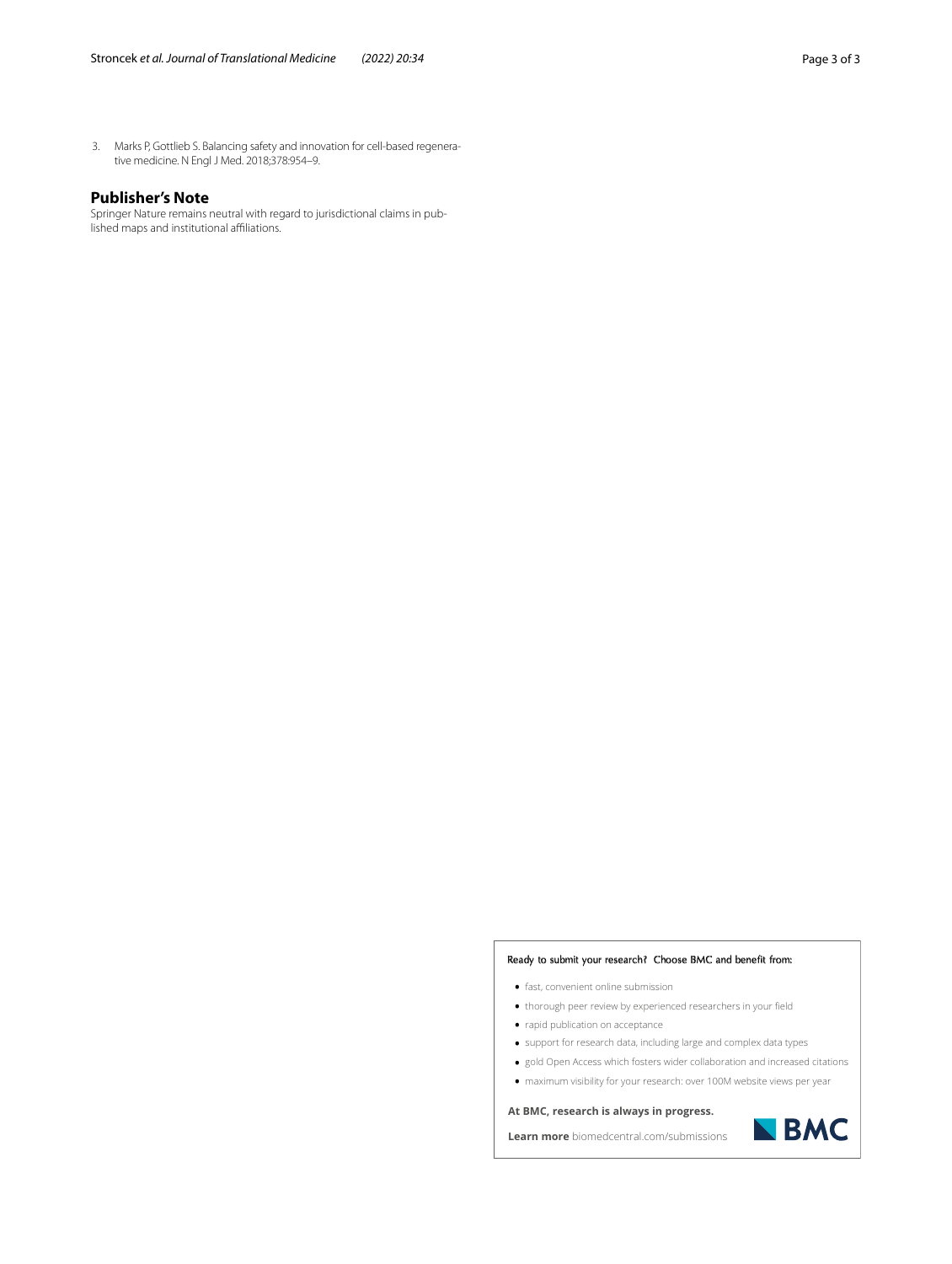3. Marks P, Gottlieb S. Balancing safety and innovation for cell-based regenerative medicine. N Engl J Med. 2018;378:954–9.

## Publisher's Note

Springer Nature remains neutral with regard to jurisdictional claims in published maps and institutional affiliations.

Ready to submit your research? Choose BMC and benefit from:

- fast, convenient online submission
- thorough peer review by experienced researchers in your field
- rapid publication on acceptance
- support for research data, including large and complex data types
- gold Open Access which fosters wider collaboration and increased citations
- maximum visibility for your research: over 100M website views per year

**At BMC, research is always in progress.**

**Learn more** biomedcentral.com/submissions

BMC